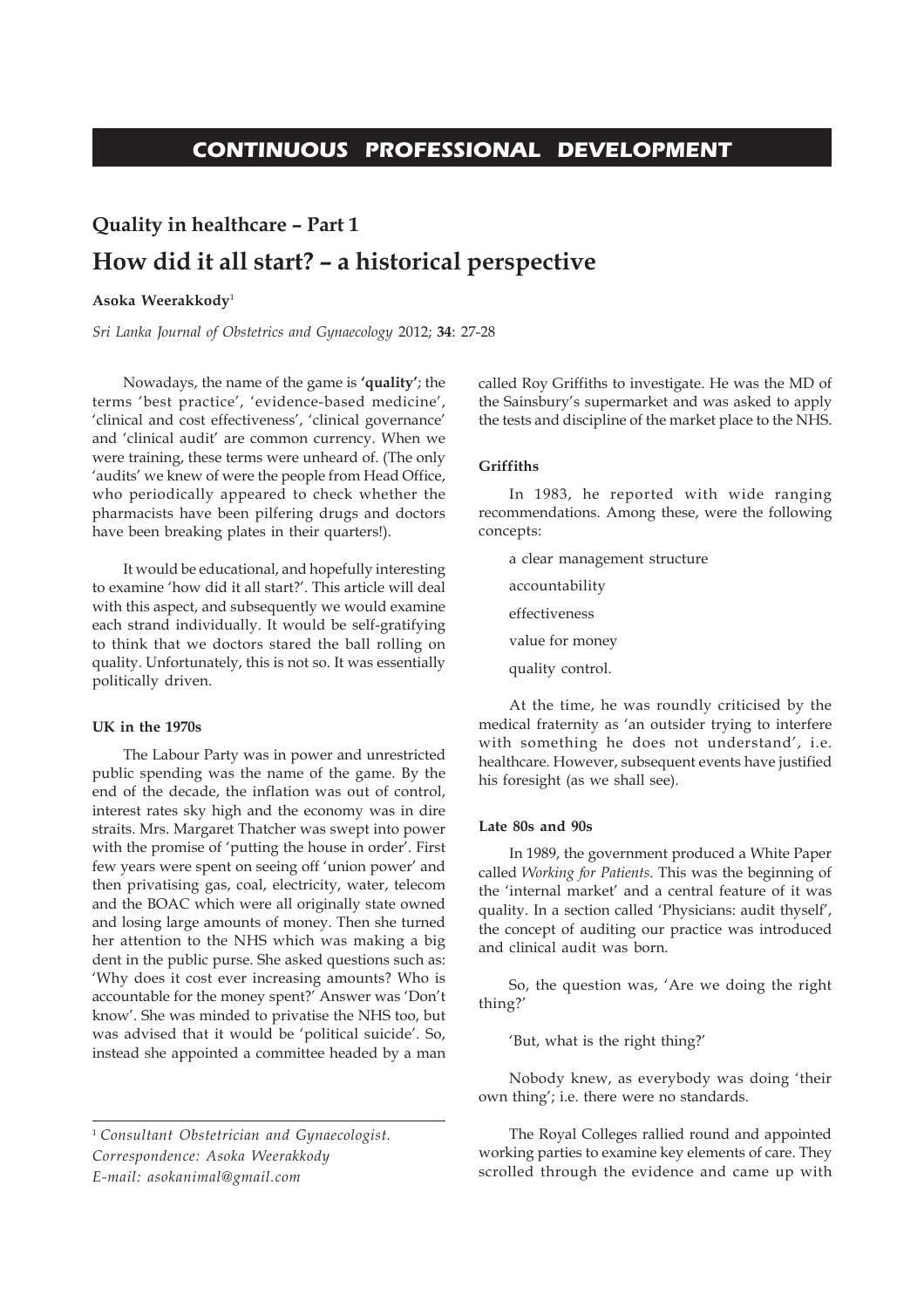# CONTINUOUS PROFESSIONAL DEVELOPMENT

## Quality in healthcare – Part 1

# How did it all start? – a historical perspective

**Asoka Weerakkody**[1]

*Sri Lanka Journal of Obstetrics and Gynaecology* 2012; **34**: 27-28

Nowadays, the name of the game is **'quality'**; the terms 'best practice', 'evidence-based medicine', 'clinical and cost effectiveness', 'clinical governance' and 'clinical audit' are common currency. When we were training, these terms were unheard of. (The only 'audits' we knew of were the people from Head Office, who periodically appeared to check whether the pharmacists have been pilfering drugs and doctors have been breaking plates in their quarters!).

It would be educational, and hopefully interesting to examine 'how did it all start?'. This article will deal with this aspect, and subsequently we would examine each strand individually. It would be self-gratifying to think that we doctors stared the ball rolling on quality. Unfortunately, this is not so. It was essentially politically driven.

### UK in the 1970s

The Labour Party was in power and unrestricted public spending was the name of the game. By the end of the decade, the inflation was out of control, interest rates sky high and the economy was in dire straits. Mrs. Margaret Thatcher was swept into power with the promise of 'putting the house in order'. First few years were spent on seeing off 'union power' and then privatising gas, coal, electricity, water, telecom and the BOAC which were all originally state owned and losing large amounts of money. Then she turned her attention to the NHS which was making a big dent in the public purse. She asked questions such as: 'Why does it cost ever increasing amounts? Who is accountable for the money spent?' Answer was 'Don't know'. She was minded to privatise the NHS too, but was advised that it would be 'political suicide'. So, instead she appointed a committee headed by a man called Roy Griffiths to investigate. He was the MD of the Sainsbury's supermarket and was asked to apply the tests and discipline of the market place to the NHS.

### Griffiths

In 1983, he reported with wide ranging recommendations. Among these, were the following concepts:

- a clear management structure
- accountability
- effectiveness
- value for money
- quality control.

At the time, he was roundly criticised by the medical fraternity as 'an outsider trying to interfere with something he does not understand', i.e. healthcare. However, subsequent events have justified his foresight (as we shall see).

### Late 80s and 90s

In 1989, the government produced a White Paper called *Working for Patients*. This was the beginning of the 'internal market' and a central feature of it was quality. In a section called 'Physicians: audit thyself', the concept of auditing our practice was introduced and clinical audit was born.

So, the question was, 'Are we doing the right thing?'

'But, what is the right thing?'

Nobody knew, as everybody was doing 'their own thing'; i.e. there were no standards.

The Royal Colleges rallied round and appointed working parties to examine key elements of care. They scrolled through the evidence and came up with

---

[1] *Consultant Obstetrician and Gynaecologist.*
*Correspondence: Asoka Weerakkody*
*E-mail: asokanimal@gmail.com*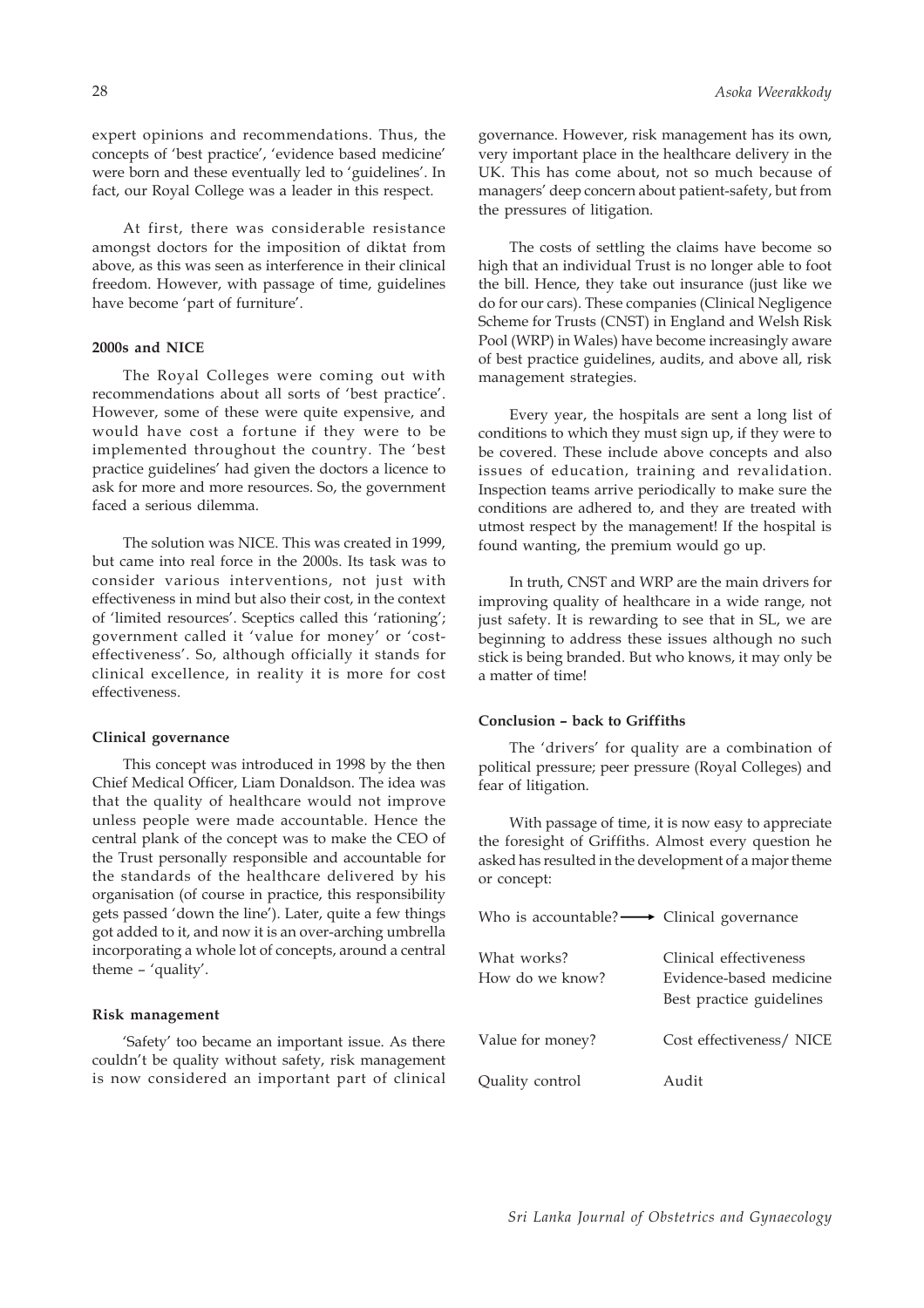expert opinions and recommendations. Thus, the concepts of 'best practice', 'evidence based medicine' were born and these eventually led to 'guidelines'. In fact, our Royal College was a leader in this respect.

At first, there was considerable resistance amongst doctors for the imposition of diktat from above, as this was seen as interference in their clinical freedom. However, with passage of time, guidelines have become 'part of furniture'.

#### 2000s and NICE

The Royal Colleges were coming out with recommendations about all sorts of 'best practice'. However, some of these were quite expensive, and would have cost a fortune if they were to be implemented throughout the country. The 'best practice guidelines' had given the doctors a licence to ask for more and more resources. So, the government faced a serious dilemma.

The solution was NICE. This was created in 1999, but came into real force in the 2000s. Its task was to consider various interventions, not just with effectiveness in mind but also their cost, in the context of 'limited resources'. Sceptics called this 'rationing'; government called it 'value for money' or 'cost-effectiveness'. So, although officially it stands for clinical excellence, in reality it is more for cost effectiveness.

#### Clinical governance

This concept was introduced in 1998 by the then Chief Medical Officer, Liam Donaldson. The idea was that the quality of healthcare would not improve unless people were made accountable. Hence the central plank of the concept was to make the CEO of the Trust personally responsible and accountable for the standards of the healthcare delivered by his organisation (of course in practice, this responsibility gets passed 'down the line'). Later, quite a few things got added to it, and now it is an over-arching umbrella incorporating a whole lot of concepts, around a central theme – 'quality'.

#### Risk management

'Safety' too became an important issue. As there couldn't be quality without safety, risk management is now considered an important part of clinical governance. However, risk management has its own, very important place in the healthcare delivery in the UK. This has come about, not so much because of managers' deep concern about patient-safety, but from the pressures of litigation.

The costs of settling the claims have become so high that an individual Trust is no longer able to foot the bill. Hence, they take out insurance (just like we do for our cars). These companies (Clinical Negligence Scheme for Trusts (CNST) in England and Welsh Risk Pool (WRP) in Wales) have become increasingly aware of best practice guidelines, audits, and above all, risk management strategies.

Every year, the hospitals are sent a long list of conditions to which they must sign up, if they were to be covered. These include above concepts and also issues of education, training and revalidation. Inspection teams arrive periodically to make sure the conditions are adhered to, and they are treated with utmost respect by the management! If the hospital is found wanting, the premium would go up.

In truth, CNST and WRP are the main drivers for improving quality of healthcare in a wide range, not just safety. It is rewarding to see that in SL, we are beginning to address these issues although no such stick is being branded. But who knows, it may only be a matter of time!

#### Conclusion – back to Griffiths

The 'drivers' for quality are a combination of political pressure; peer pressure (Royal Colleges) and fear of litigation.

With passage of time, it is now easy to appreciate the foresight of Griffiths. Almost every question he asked has resulted in the development of a major theme or concept:

| | |
|---|---|
| Who is accountable? → | Clinical governance |
| What works?<br>How do we know? | Clinical effectiveness<br>Evidence-based medicine<br>Best practice guidelines |
| Value for money? | Cost effectiveness/ NICE |
| Quality control | Audit |